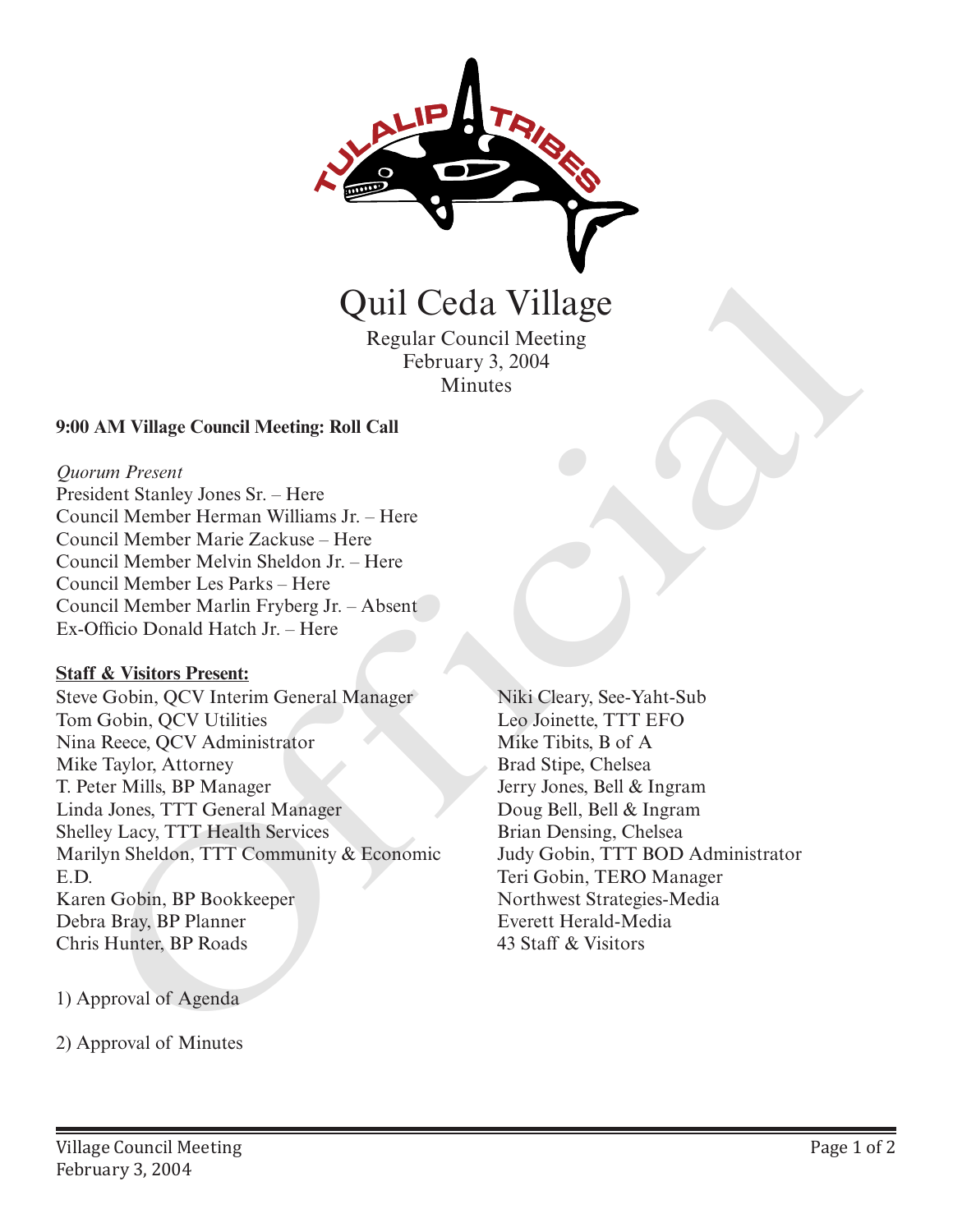# Quil Ceda Village

Regular Council Meeting
February 3, 2004
Minutes

**9:00 AM Village Council Meeting: Roll Call**

*Quorum Present*
President Stanley Jones Sr. – Here
Council Member Herman Williams Jr. – Here
Council Member Marie Zackuse – Here
Council Member Melvin Sheldon Jr. – Here
Council Member Les Parks – Here
Council Member Marlin Fryberg Jr. – Absent
Ex-Officio Donald Hatch Jr. – Here

**Staff & Visitors Present:**

Steve Gobin, QCV Interim General Manager
Tom Gobin, QCV Utilities
Nina Reece, QCV Administrator
Mike Taylor, Attorney
T. Peter Mills, BP Manager
Linda Jones, TTT General Manager
Shelley Lacy, TTT Health Services
Marilyn Sheldon, TTT Community & Economic E.D.
Karen Gobin, BP Bookkeeper
Debra Bray, BP Planner
Chris Hunter, BP Roads
Niki Cleary, See-Yaht-Sub
Leo Joinette, TTT EFO
Mike Tibits, B of A
Brad Stipe, Chelsea
Jerry Jones, Bell & Ingram
Doug Bell, Bell & Ingram
Brian Densing, Chelsea
Judy Gobin, TTT BOD Administrator
Teri Gobin, TERO Manager
Northwest Strategies-Media
Everett Herald-Media
43 Staff & Visitors

1) Approval of Agenda

2) Approval of Minutes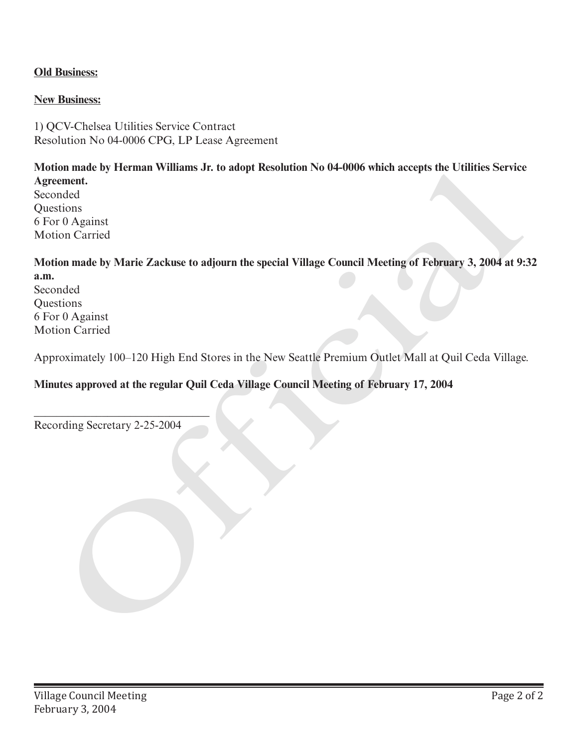**Old Business:**

**New Business:**

1) QCV-Chelsea Utilities Service Contract
Resolution No 04-0006 CPG, LP Lease Agreement

**Motion made by Herman Williams Jr. to adopt Resolution No 04-0006 which accepts the Utilities Service Agreement.**
Seconded
Questions
6 For 0 Against
Motion Carried

**Motion made by Marie Zackuse to adjourn the special Village Council Meeting of February 3, 2004 at 9:32 a.m.**
Seconded
Questions
6 For 0 Against
Motion Carried

Approximately 100–120 High End Stores in the New Seattle Premium Outlet Mall at Quil Ceda Village.

**Minutes approved at the regular Quil Ceda Village Council Meeting of February 17, 2004**

______________________________
Recording Secretary 2-25-2004